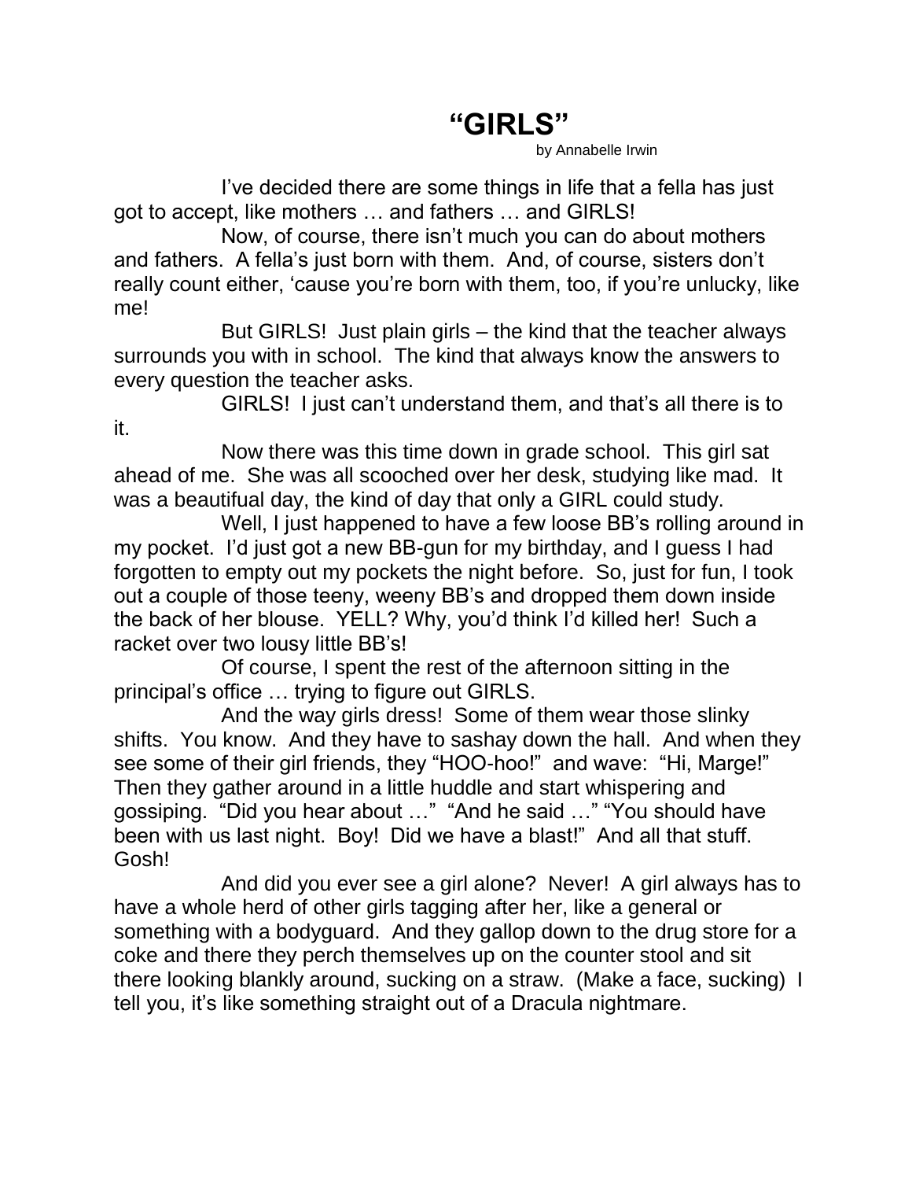# "GIRLS"

by Annabelle Irwin

I've decided there are some things in life that a fella has just got to accept, like mothers … and fathers … and GIRLS!

Now, of course, there isn't much you can do about mothers and fathers. A fella's just born with them. And, of course, sisters don't really count either, 'cause you're born with them, too, if you're unlucky, like me!

But GIRLS! Just plain girls – the kind that the teacher always surrounds you with in school. The kind that always know the answers to every question the teacher asks.

GIRLS! I just can't understand them, and that's all there is to it.

Now there was this time down in grade school. This girl sat ahead of me. She was all scooched over her desk, studying like mad. It was a beautiful day, the kind of day that only a GIRL could study.

Well, I just happened to have a few loose BB's rolling around in my pocket. I'd just got a new BB-gun for my birthday, and I guess I had forgotten to empty out my pockets the night before. So, just for fun, I took out a couple of those teeny, weeny BB's and dropped them down inside the back of her blouse. YELL? Why, you'd think I'd killed her! Such a racket over two lousy little BB's!

Of course, I spent the rest of the afternoon sitting in the principal's office … trying to figure out GIRLS.

And the way girls dress! Some of them wear those slinky shifts. You know. And they have to sashay down the hall. And when they see some of their girl friends, they "HOO-hoo!" and wave: "Hi, Marge!" Then they gather around in a little huddle and start whispering and gossiping. "Did you hear about …" "And he said …" "You should have been with us last night. Boy! Did we have a blast!" And all that stuff. Gosh!

And did you ever see a girl alone? Never! A girl always has to have a whole herd of other girls tagging after her, like a general or something with a bodyguard. And they gallop down to the drug store for a coke and there they perch themselves up on the counter stool and sit there looking blankly around, sucking on a straw. (Make a face, sucking) I tell you, it's like something straight out of a Dracula nightmare.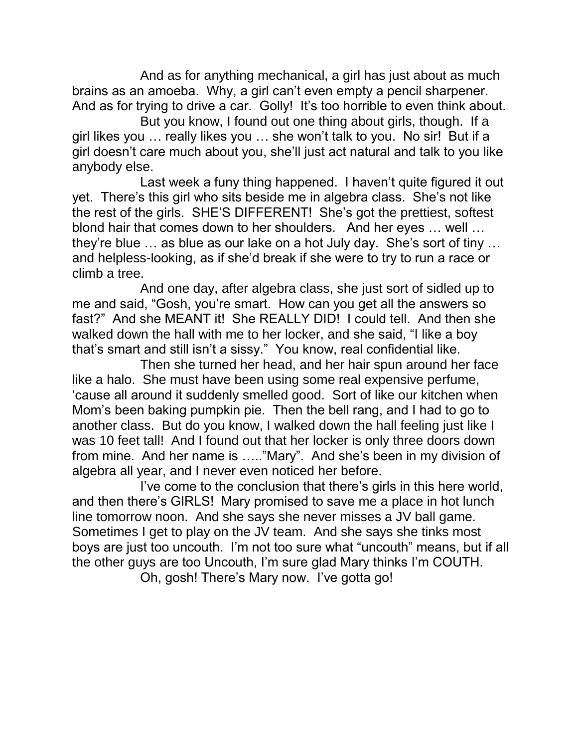And as for anything mechanical, a girl has just about as much brains as an amoeba. Why, a girl can't even empty a pencil sharpener. And as for trying to drive a car. Golly! It's too horrible to even think about.

But you know, I found out one thing about girls, though. If a girl likes you … really likes you … she won't talk to you. No sir! But if a girl doesn't care much about you, she'll just act natural and talk to you like anybody else.

Last week a funy thing happened. I haven't quite figured it out yet. There's this girl who sits beside me in algebra class. She's not like the rest of the girls. SHE'S DIFFERENT! She's got the prettiest, softest blond hair that comes down to her shoulders. And her eyes … well … they're blue … as blue as our lake on a hot July day. She's sort of tiny … and helpless-looking, as if she'd break if she were to try to run a race or climb a tree.

And one day, after algebra class, she just sort of sidled up to me and said, "Gosh, you're smart. How can you get all the answers so fast?" And she MEANT it! She REALLY DID! I could tell. And then she walked down the hall with me to her locker, and she said, "I like a boy that's smart and still isn't a sissy." You know, real confidential like.

Then she turned her head, and her hair spun around her face like a halo. She must have been using some real expensive perfume, 'cause all around it suddenly smelled good. Sort of like our kitchen when Mom's been baking pumpkin pie. Then the bell rang, and I had to go to another class. But do you know, I walked down the hall feeling just like I was 10 feet tall! And I found out that her locker is only three doors down from mine. And her name is ….."Mary". And she's been in my division of algebra all year, and I never even noticed her before.

I've come to the conclusion that there's girls in this here world, and then there's GIRLS! Mary promised to save me a place in hot lunch line tomorrow noon. And she says she never misses a JV ball game. Sometimes I get to play on the JV team. And she says she tinks most boys are just too uncouth. I'm not too sure what "uncouth" means, but if all the other guys are too Uncouth, I'm sure glad Mary thinks I'm COUTH.

Oh, gosh! There's Mary now. I've gotta go!